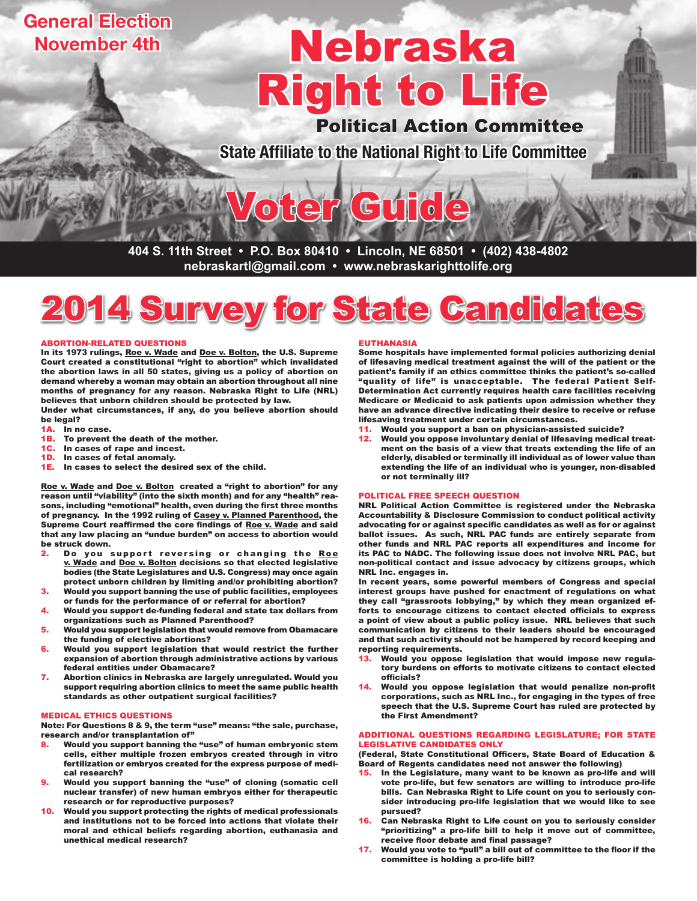General Election
November 4th

# Nebraska Right to Life

## Political Action Committee

**State Affiliate to the National Right to Life Committee**

# Voter Guide

404 S. 11th Street • P.O. Box 80410 • Lincoln, NE 68501 • (402) 438-4802
nebraskartl@gmail.com • www.nebraskarighttolife.org

# 2014 Survey for State Candidates

### ABORTION-RELATED QUESTIONS

**In its 1973 rulings, Roe v. Wade and Doe v. Bolton, the U.S. Supreme Court created a constitutional "right to abortion" which invalidated the abortion laws in all 50 states, giving us a policy of abortion on demand whereby a woman may obtain an abortion throughout all nine months of pregnancy for any reason. Nebraska Right to Life (NRL) believes that unborn children should be protected by law.**

**Under what circumstances, if any, do you believe abortion should be legal?**

- **1A. In no case.**
- **1B. To prevent the death of the mother.**
- **1C. In cases of rape and incest.**
- **1D. In cases of fetal anomaly.**
- **1E. In cases to select the desired sex of the child.**

**Roe v. Wade and Doe v. Bolton created a "right to abortion" for any reason until "viability" (into the sixth month) and for any "health" reasons, including "emotional" health, even during the first three months of pregnancy. In the 1992 ruling of Casey v. Planned Parenthood, the Supreme Court reaffirmed the core findings of Roe v. Wade and said that any law placing an "undue burden" on access to abortion would be struck down.**

- **2. Do you support reversing or changing the Roe v. Wade and Doe v. Bolton decisions so that elected legislative bodies (the State Legislatures and U.S. Congress) may once again protect unborn children by limiting and/or prohibiting abortion?**
- **3. Would you support banning the use of public facilities, employees or funds for the performance of or referral for abortion?**
- **4. Would you support de-funding federal and state tax dollars from organizations such as Planned Parenthood?**
- **5. Would you support legislation that would remove from Obamacare the funding of elective abortions?**
- **6. Would you support legislation that would restrict the further expansion of abortion through administrative actions by various federal entities under Obamacare?**
- **7. Abortion clinics in Nebraska are largely unregulated. Would you support requiring abortion clinics to meet the same public health standards as other outpatient surgical facilities?**

### MEDICAL ETHICS QUESTIONS

**Note: For Questions 8 & 9, the term "use" means: "the sale, purchase, research and/or transplantation of"**

- **8. Would you support banning the "use" of human embryonic stem cells, either multiple frozen embryos created through in vitro fertilization or embryos created for the express purpose of medical research?**
- **9. Would you support banning the "use" of cloning (somatic cell nuclear transfer) of new human embryos either for therapeutic research or for reproductive purposes?**
- **10. Would you support protecting the rights of medical professionals and institutions not to be forced into actions that violate their moral and ethical beliefs regarding abortion, euthanasia and unethical medical research?**

### EUTHANASIA

**Some hospitals have implemented formal policies authorizing denial of lifesaving medical treatment against the will of the patient or the patient's family if an ethics committee thinks the patient's so-called "quality of life" is unacceptable. The federal Patient Self-Determination Act currently requires health care facilities receiving Medicare or Medicaid to ask patients upon admission whether they have an advance directive indicating their desire to receive or refuse lifesaving treatment under certain circumstances.**

- **11. Would you support a ban on physician-assisted suicide?**
- **12. Would you oppose involuntary denial of lifesaving medical treatment on the basis of a view that treats extending the life of an elderly, disabled or terminally ill individual as of lower value than extending the life of an individual who is younger, non-disabled or not terminally ill?**

### POLITICAL FREE SPEECH QUESTION

**NRL Political Action Committee is registered under the Nebraska Accountability & Disclosure Commission to conduct political activity advocating for or against specific candidates as well as for or against ballot issues. As such, NRL PAC funds are entirely separate from other funds and NRL PAC reports all expenditures and income for its PAC to NADC. The following issue does not involve NRL PAC, but non-political contact and issue advocacy by citizens groups, which NRL Inc. engages in.**

**In recent years, some powerful members of Congress and special interest groups have pushed for enactment of regulations on what they call "grassroots lobbying," by which they mean organized efforts to encourage citizens to contact elected officials to express a point of view about a public policy issue. NRL believes that such communication by citizens to their leaders should be encouraged and that such activity should not be hampered by record keeping and reporting requirements.**

- **13. Would you oppose legislation that would impose new regulatory burdens on efforts to motivate citizens to contact elected officials?**
- **14. Would you oppose legislation that would penalize non-profit corporations, such as NRL Inc., for engaging in the types of free speech that the U.S. Supreme Court has ruled are protected by the First Amendment?**

### ADDITIONAL QUESTIONS REGARDING LEGISLATURE; FOR STATE LEGISLATIVE CANDIDATES ONLY

**(Federal, State Constitutional Officers, State Board of Education & Board of Regents candidates need not answer the following)**

- **15. In the Legislature, many want to be known as pro-life and will vote pro-life, but few senators are willing to introduce pro-life bills. Can Nebraska Right to Life count on you to seriously consider introducing pro-life legislation that we would like to see pursued?**
- **16. Can Nebraska Right to Life count on you to seriously consider "prioritizing" a pro-life bill to help it move out of committee, receive floor debate and final passage?**
- **17. Would you vote to "pull" a bill out of committee to the floor if the committee is holding a pro-life bill?**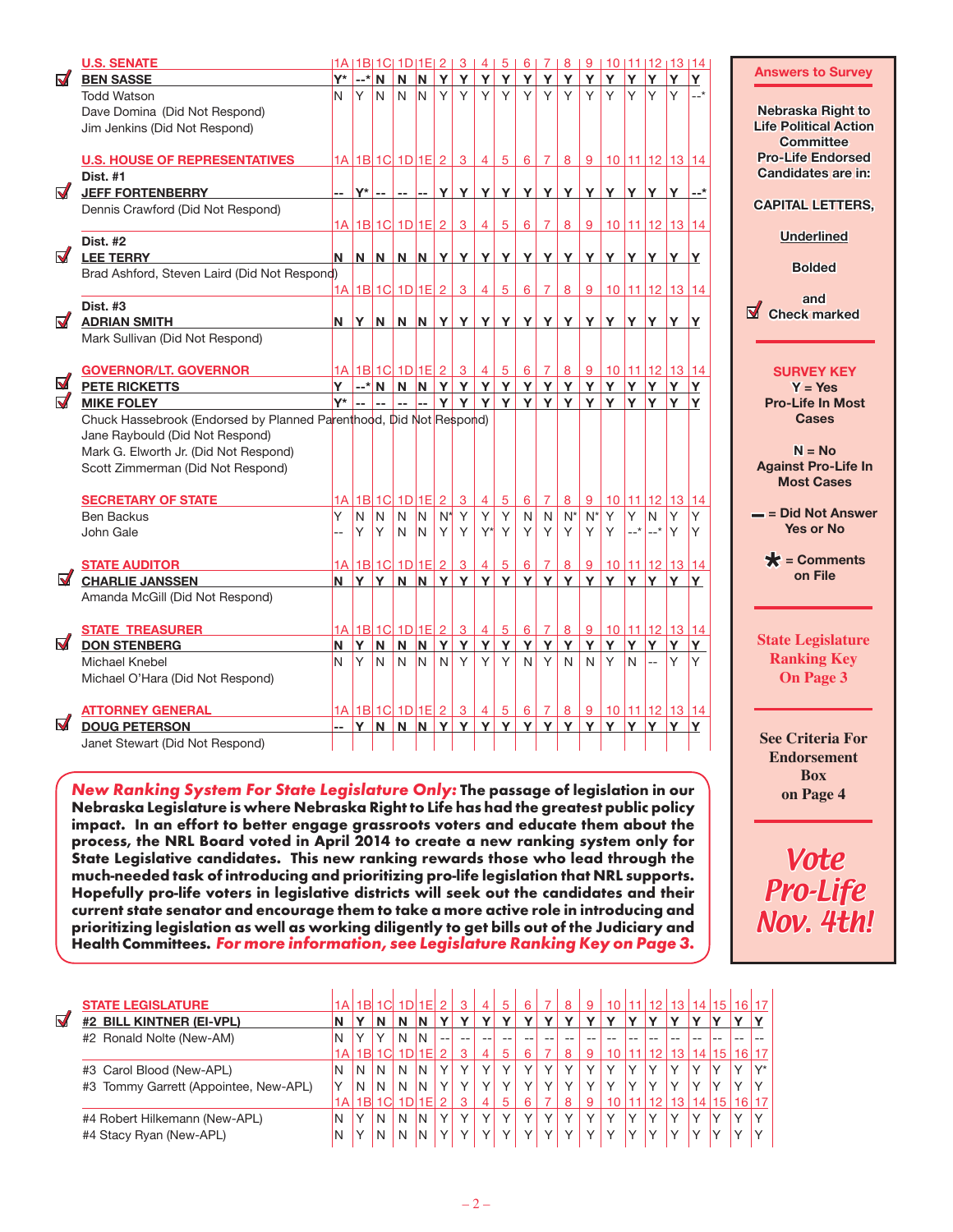| U.S. SENATE | 1A | 1B | 1C | 1D | 1E | 2 | 3 | 4 | 5 | 6 | 7 | 8 | 9 | 10 | 11 | 12 | 13 | 14 |
|---|---|---|---|---|---|---|---|---|---|---|---|---|---|---|---|---|---|---|
| ☑ **BEN SASSE** | **Y*** | **--*** | **N** | **N** | **N** | **Y** | **Y** | **Y** | **Y** | **Y** | **Y** | **Y** | **Y** | **Y** | **Y** | **Y** | **Y** | **Y** |
| Todd Watson | N | Y | N | N | N | Y | Y | Y | Y | Y | Y | Y | Y | Y | Y | Y | Y | --* |
| Dave Domina (Did Not Respond) | | | | | | | | | | | | | | | | | | |
| Jim Jenkins (Did Not Respond) | | | | | | | | | | | | | | | | | | |

| U.S. HOUSE OF REPRESENTATIVES | 1A | 1B | 1C | 1D | 1E | 2 | 3 | 4 | 5 | 6 | 7 | 8 | 9 | 10 | 11 | 12 | 13 | 14 |
|---|---|---|---|---|---|---|---|---|---|---|---|---|---|---|---|---|---|---|
| Dist. #1 | | | | | | | | | | | | | | | | | | |
| ☑ **JEFF FORTENBERRY** | **--** | **Y*** | **--** | **--** | **--** | **Y** | **Y** | **Y** | **Y** | **Y** | **Y** | **Y** | **Y** | **Y** | **Y** | **Y** | **Y** | **--*** |
| Dennis Crawford (Did Not Respond) | | | | | | | | | | | | | | | | | | |
| Dist. #2 | | | | | | | | | | | | | | | | | | |
| ☑ **LEE TERRY** | **N** | **N** | **N** | **N** | **N** | **Y** | **Y** | **Y** | **Y** | **Y** | **Y** | **Y** | **Y** | **Y** | **Y** | **Y** | **Y** | **Y** |
| Brad Ashford, Steven Laird (Did Not Respond) | | | | | | | | | | | | | | | | | | |
| Dist. #3 | | | | | | | | | | | | | | | | | | |
| ☑ **ADRIAN SMITH** | **N** | **Y** | **N** | **N** | **N** | **Y** | **Y** | **Y** | **Y** | **Y** | **Y** | **Y** | **Y** | **Y** | **Y** | **Y** | **Y** | **Y** |
| Mark Sullivan (Did Not Respond) | | | | | | | | | | | | | | | | | | |

| GOVERNOR/LT. GOVERNOR | 1A | 1B | 1C | 1D | 1E | 2 | 3 | 4 | 5 | 6 | 7 | 8 | 9 | 10 | 11 | 12 | 13 | 14 |
|---|---|---|---|---|---|---|---|---|---|---|---|---|---|---|---|---|---|---|
| ☑ **PETE RICKETTS** | **Y** | **--*** | **N** | **N** | **N** | **Y** | **Y** | **Y** | **Y** | **Y** | **Y** | **Y** | **Y** | **Y** | **Y** | **Y** | **Y** | **Y** |
| ☑ **MIKE FOLEY** | **Y*** | **--** | **--** | **--** | **--** | **Y** | **Y** | **Y** | **Y** | **Y** | **Y** | **Y** | **Y** | **Y** | **Y** | **Y** | **Y** | **Y** |
| Chuck Hassebrook (Endorsed by Planned Parenthood, Did Not Respond) | | | | | | | | | | | | | | | | | | |
| Jane Raybould (Did Not Respond) | | | | | | | | | | | | | | | | | | |
| Mark G. Elworth Jr. (Did Not Respond) | | | | | | | | | | | | | | | | | | |
| Scott Zimmerman (Did Not Respond) | | | | | | | | | | | | | | | | | | |

| SECRETARY OF STATE | 1A | 1B | 1C | 1D | 1E | 2 | 3 | 4 | 5 | 6 | 7 | 8 | 9 | 10 | 11 | 12 | 13 | 14 |
|---|---|---|---|---|---|---|---|---|---|---|---|---|---|---|---|---|---|---|
| Ben Backus | Y | N | N | N | N | N* | Y | Y | Y | N | N | N* | N* | Y | Y | N | Y | Y |
| John Gale | -- | Y | Y | N | N | Y | Y | Y* | Y | Y | Y | Y | Y | Y | --* | --* | Y | Y |

| STATE AUDITOR | 1A | 1B | 1C | 1D | 1E | 2 | 3 | 4 | 5 | 6 | 7 | 8 | 9 | 10 | 11 | 12 | 13 | 14 |
|---|---|---|---|---|---|---|---|---|---|---|---|---|---|---|---|---|---|---|
| ☑ **CHARLIE JANSSEN** | **N** | **Y** | **Y** | **N** | **N** | **Y** | **Y** | **Y** | **Y** | **Y** | **Y** | **Y** | **Y** | **Y** | **Y** | **Y** | **Y** | **Y** |
| Amanda McGill (Did Not Respond) | | | | | | | | | | | | | | | | | | |

| STATE TREASURER | 1A | 1B | 1C | 1D | 1E | 2 | 3 | 4 | 5 | 6 | 7 | 8 | 9 | 10 | 11 | 12 | 13 | 14 |
|---|---|---|---|---|---|---|---|---|---|---|---|---|---|---|---|---|---|---|
| ☑ **DON STENBERG** | **N** | **Y** | **N** | **N** | **N** | **Y** | **Y** | **Y** | **Y** | **Y** | **Y** | **Y** | **Y** | **Y** | **Y** | **Y** | **Y** | **Y** |
| Michael Knebel | N | Y | N | N | N | N | Y | Y | Y | N | Y | N | N | Y | N | -- | Y | Y |
| Michael O'Hara (Did Not Respond) | | | | | | | | | | | | | | | | | | |

| ATTORNEY GENERAL | 1A | 1B | 1C | 1D | 1E | 2 | 3 | 4 | 5 | 6 | 7 | 8 | 9 | 10 | 11 | 12 | 13 | 14 |
|---|---|---|---|---|---|---|---|---|---|---|---|---|---|---|---|---|---|---|
| ☑ **DOUG PETERSON** | **--** | **Y** | **N** | **N** | **N** | **Y** | **Y** | **Y** | **Y** | **Y** | **Y** | **Y** | **Y** | **Y** | **Y** | **Y** | **Y** | **Y** |
| Janet Stewart (Did Not Respond) | | | | | | | | | | | | | | | | | | |

***New Ranking System For State Legislature Only:*** **The passage of legislation in our Nebraska Legislature is where Nebraska Right to Life has had the greatest public policy impact. In an effort to better engage grassroots voters and educate them about the process, the NRL Board voted in April 2014 to create a new ranking system only for State Legislative candidates. This new ranking rewards those who lead through the much-needed task of introducing and prioritizing pro-life legislation that NRL supports. Hopefully pro-life voters in legislative districts will seek out the candidates and their current state senator and encourage them to take a more active role in introducing and prioritizing legislation as well as working diligently to get bills out of the Judiciary and Health Committees.** ***For more information, see Legislature Ranking Key on Page 3.***

| STATE LEGISLATURE | 1A | 1B | 1C | 1D | 1E | 2 | 3 | 4 | 5 | 6 | 7 | 8 | 9 | 10 | 11 | 12 | 13 | 14 | 15 | 16 | 17 |
|---|---|---|---|---|---|---|---|---|---|---|---|---|---|---|---|---|---|---|---|---|---|
| ☑ **#2 BILL KINTNER (EI-VPL)** | **N** | **Y** | **N** | **N** | **N** | **Y** | **Y** | **Y** | **Y** | **Y** | **Y** | **Y** | **Y** | **Y** | **Y** | **Y** | **Y** | **Y** | **Y** | **Y** | **Y** |
| #2 Ronald Nolte (New-AM) | N | Y | Y | N | N | -- | -- | -- | -- | -- | -- | -- | -- | -- | -- | -- | -- | -- | -- | -- | -- |
| #3 Carol Blood (New-APL) | N | N | N | N | N | Y | Y | Y | Y | Y | Y | Y | Y | Y | Y | Y | Y | Y | Y | Y | Y* |
| #3 Tommy Garrett (Appointee, New-APL) | Y | N | N | N | N | Y | Y | Y | Y | Y | Y | Y | Y | Y | Y | Y | Y | Y | Y | Y | Y |
| #4 Robert Hilkemann (New-APL) | N | Y | N | N | N | Y | Y | Y | Y | Y | Y | Y | Y | Y | Y | Y | Y | Y | Y | Y | Y |
| #4 Stacy Ryan (New-APL) | N | Y | N | N | N | Y | Y | Y | Y | Y | Y | Y | Y | Y | Y | Y | Y | Y | Y | Y | Y |

**Answers to Survey**

**Nebraska Right to Life Political Action Committee Pro-Life Endorsed Candidates are in:**

**CAPITAL LETTERS,**

**Underlined**

**Bolded**

**and ☑ Check marked**

**SURVEY KEY**

**Y = Yes Pro-Life In Most Cases**

**N = No Against Pro-Life In Most Cases**

**— = Did Not Answer Yes or No**

**\* = Comments on File**

**State Legislature Ranking Key On Page 3**

**See Criteria For Endorsement Box on Page 4**

***Vote Pro-Life Nov. 4th!***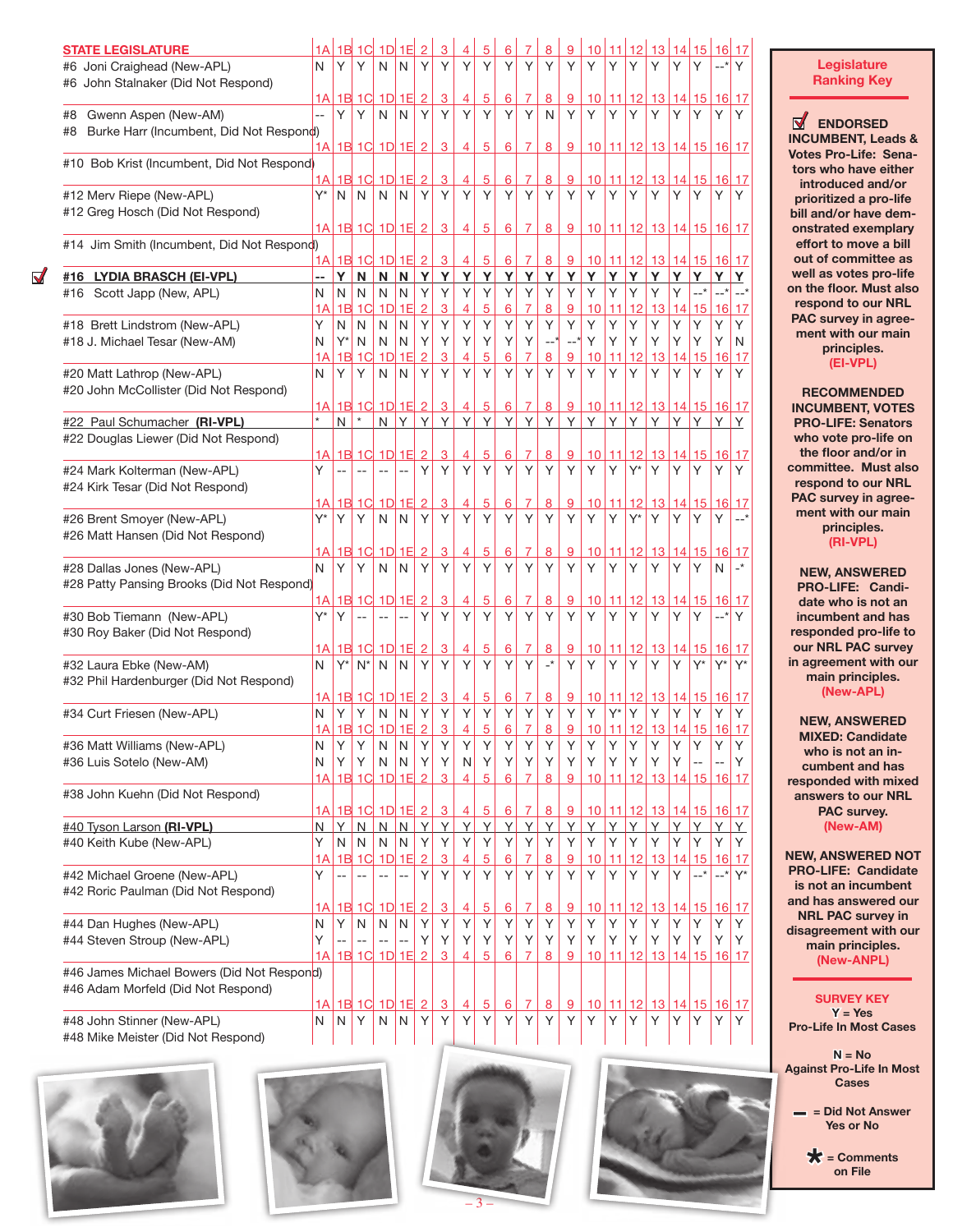## STATE LEGISLATURE

| Candidate | 1A | 1B | 1C | 1D | 1E | 2 | 3 | 4 | 5 | 6 | 7 | 8 | 9 | 10 | 11 | 12 | 13 | 14 | 15 | 16 | 17 |
|---|---|---|---|---|---|---|---|---|---|---|---|---|---|---|---|---|---|---|---|---|---|
| #6 Joni Craighead (New-APL) | N | Y | Y | N | N | Y | Y | Y | Y | Y | Y | Y | Y | Y | Y | Y | Y | Y | Y | --* | Y |
| #6 John Stalnaker (Did Not Respond) | | | | | | | | | | | | | | | | | | | | | |
| #8 Gwenn Aspen (New-AM) | -- | Y | Y | N | N | Y | Y | Y | Y | Y | Y | N | Y | Y | Y | Y | Y | Y | Y | Y | Y |
| #8 Burke Harr (Incumbent, Did Not Respond) | | | | | | | | | | | | | | | | | | | | | |
| #10 Bob Krist (Incumbent, Did Not Respond) | | | | | | | | | | | | | | | | | | | | | |
| #12 Merv Riepe (New-APL) | Y* | N | N | N | N | Y | Y | Y | Y | Y | Y | Y | Y | Y | Y | Y | Y | Y | Y | Y | Y |
| #12 Greg Hosch (Did Not Respond) | | | | | | | | | | | | | | | | | | | | | |
| #14 Jim Smith (Incumbent, Did Not Respond) | | | | | | | | | | | | | | | | | | | | | |
| ☑ **#16 LYDIA BRASCH (EI-VPL)** | **--** | **Y** | **N** | **N** | **N** | **Y** | **Y** | **Y** | **Y** | **Y** | **Y** | **Y** | **Y** | **Y** | **Y** | **Y** | **Y** | **Y** | **Y** | **Y** | **Y** |
| #16 Scott Japp (New, APL) | N | N | N | N | N | Y | Y | Y | Y | Y | Y | Y | Y | Y | Y | Y | Y | Y | --* | --* | --* |
| #18 Brett Lindstrom (New-APL) | Y | N | N | N | N | Y | Y | Y | Y | Y | Y | Y | Y | Y | Y | Y | Y | Y | Y | Y | Y |
| #18 J. Michael Tesar (New-AM) | N | Y* | N | N | N | Y | Y | Y | Y | Y | Y | --* | --* | Y | Y | Y | Y | Y | Y | Y | N |
| #20 Matt Lathrop (New-APL) | N | Y | Y | N | N | Y | Y | Y | Y | Y | Y | Y | Y | Y | Y | Y | Y | Y | Y | Y | Y |
| #20 John McCollister (Did Not Respond) | | | | | | | | | | | | | | | | | | | | | |
| #22 Paul Schumacher **(RI-VPL)** | * | N | * | N | Y | Y | Y | Y | Y | Y | Y | Y | Y | Y | Y | Y | Y | Y | Y | Y | Y |
| #22 Douglas Liewer (Did Not Respond) | | | | | | | | | | | | | | | | | | | | | |
| #24 Mark Kolterman (New-APL) | Y | -- | -- | -- | -- | Y | Y | Y | Y | Y | Y | Y | Y | Y | Y | Y* | Y | Y | Y | Y | Y |
| #24 Kirk Tesar (Did Not Respond) | | | | | | | | | | | | | | | | | | | | | |
| #26 Brent Smoyer (New-APL) | Y* | Y | Y | N | N | Y | Y | Y | Y | Y | Y | Y | Y | Y | Y | Y* | Y | Y | Y | Y | --* |
| #26 Matt Hansen (Did Not Respond) | | | | | | | | | | | | | | | | | | | | | |
| #28 Dallas Jones (New-APL) | N | Y | Y | N | N | Y | Y | Y | Y | Y | Y | Y | Y | Y | Y | Y | Y | Y | Y | N | -* |
| #28 Patty Pansing Brooks (Did Not Respond) | | | | | | | | | | | | | | | | | | | | | |
| #30 Bob Tiemann (New-APL) | Y* | Y | -- | -- | -- | Y | Y | Y | Y | Y | Y | Y | Y | Y | Y | Y | Y | Y | Y | --* | Y |
| #30 Roy Baker (Did Not Respond) | | | | | | | | | | | | | | | | | | | | | |
| #32 Laura Ebke (New-AM) | N | Y* | N* | N | N | Y | Y | Y | Y | Y | Y | -* | Y | Y | Y | Y | Y | Y | Y* | Y* | Y* |
| #32 Phil Hardenburger (Did Not Respond) | | | | | | | | | | | | | | | | | | | | | |
| #34 Curt Friesen (New-APL) | N | Y | Y | N | N | Y | Y | Y | Y | Y | Y | Y | Y | Y | Y* | Y | Y | Y | Y | Y | Y |
| #36 Matt Williams (New-APL) | N | Y | Y | N | N | Y | Y | Y | Y | Y | Y | Y | Y | Y | Y | Y | Y | Y | Y | Y | Y |
| #36 Luis Sotelo (New-AM) | N | Y | Y | N | N | Y | Y | N | Y | Y | Y | Y | Y | Y | Y | Y | Y | Y | -- | -- | Y |
| #38 John Kuehn (Did Not Respond) | | | | | | | | | | | | | | | | | | | | | |
| #40 Tyson Larson **(RI-VPL)** | N | Y | N | N | N | Y | Y | Y | Y | Y | Y | Y | Y | Y | Y | Y | Y | Y | Y | Y | Y |
| #40 Keith Kube (New-APL) | Y | N | N | N | N | Y | Y | Y | Y | Y | Y | Y | Y | Y | Y | Y | Y | Y | Y | Y | Y |
| #42 Michael Groene (New-APL) | Y | -- | -- | -- | -- | Y | Y | Y | Y | Y | Y | Y | Y | Y | Y | Y | Y | Y | --* | --* | Y* |
| #42 Roric Paulman (Did Not Respond) | | | | | | | | | | | | | | | | | | | | | |
| #44 Dan Hughes (New-APL) | N | Y | N | N | N | Y | Y | Y | Y | Y | Y | Y | Y | Y | Y | Y | Y | Y | Y | Y | Y |
| #44 Steven Stroup (New-APL) | Y | -- | -- | -- | -- | Y | Y | Y | Y | Y | Y | Y | Y | Y | Y | Y | Y | Y | Y | Y | Y |
| #46 James Michael Bowers (Did Not Respond) | | | | | | | | | | | | | | | | | | | | | |
| #46 Adam Morfeld (Did Not Respond) | | | | | | | | | | | | | | | | | | | | | |
| #48 John Stinner (New-APL) | N | N | Y | N | N | Y | Y | Y | Y | Y | Y | Y | Y | Y | Y | Y | Y | Y | Y | Y | Y |
| #48 Mike Meister (Did Not Respond) | | | | | | | | | | | | | | | | | | | | | |

### Legislature Ranking Key

**☑ ENDORSED INCUMBENT, Leads & Votes Pro-Life:** Senators who have either introduced and/or prioritized a pro-life bill and/or have demonstrated exemplary effort to move a bill out of committee as well as votes pro-life on the floor. Must also respond to our NRL PAC survey in agreement with our main principles. **(EI-VPL)**

**RECOMMENDED INCUMBENT, VOTES PRO-LIFE:** Senators who vote pro-life on the floor and/or in committee. Must also respond to our NRL PAC survey in agreement with our main principles. **(RI-VPL)**

**NEW, ANSWERED PRO-LIFE:** Candidate who is not an incumbent and has responded pro-life to our NRL PAC survey in agreement with our main principles. **(New-APL)**

**NEW, ANSWERED MIXED:** Candidate who is not an incumbent and has responded with mixed answers to our NRL PAC survey. **(New-AM)**

**NEW, ANSWERED NOT PRO-LIFE:** Candidate is not an incumbent and has answered our NRL PAC survey in disagreement with our main principles. **(New-ANPL)**

### SURVEY KEY

**Y** = Yes Pro-Life In Most Cases

**N** = No Against Pro-Life In Most Cases

**–** = Did Not Answer Yes or No

**\*** = Comments on File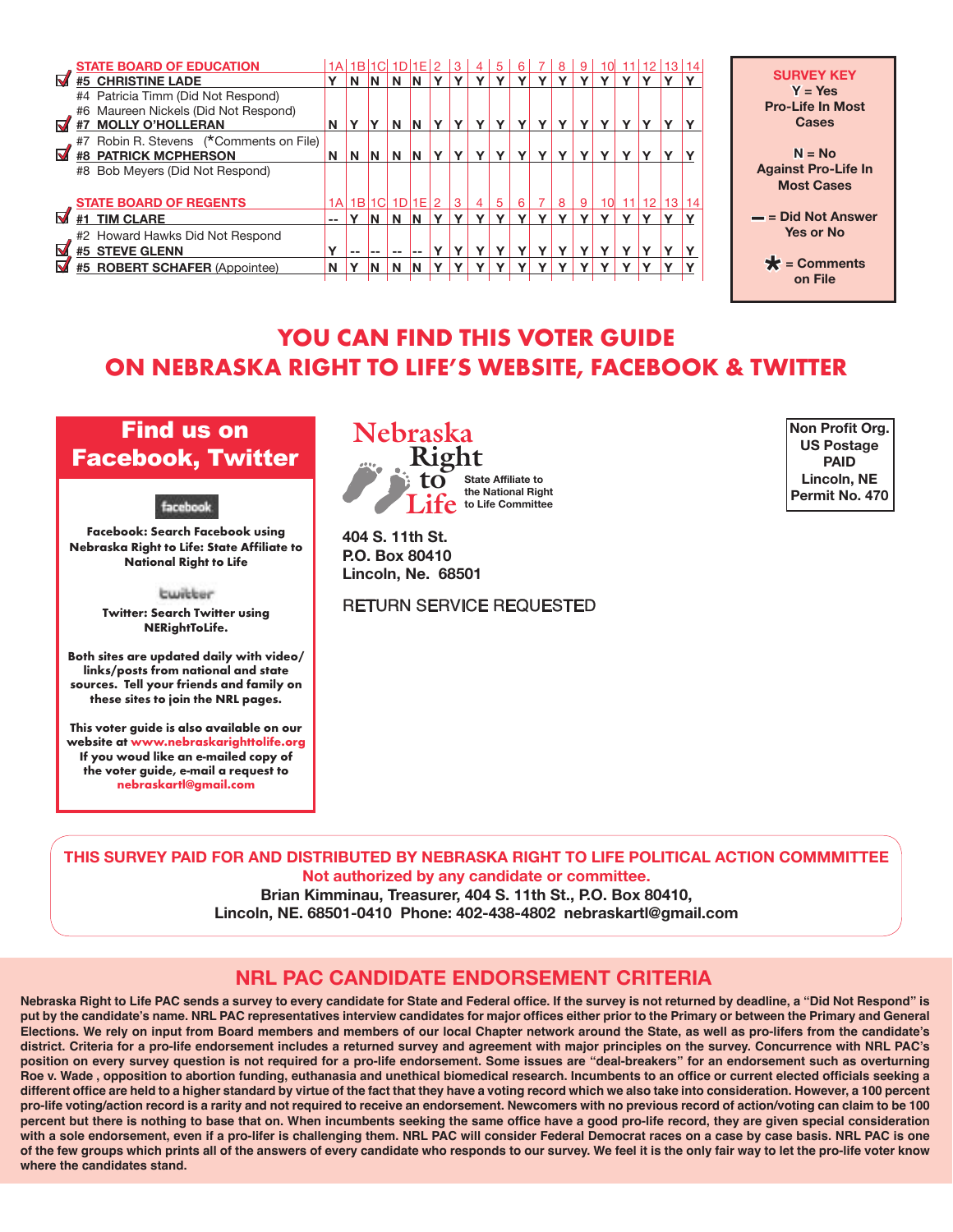| | 1A | 1B | 1C | 1D | 1E | 2 | 3 | 4 | 5 | 6 | 7 | 8 | 9 | 10 | 11 | 12 | 13 | 14 |
|---|---|---|---|---|---|---|---|---|---|---|---|---|---|---|---|---|---|---|
| **STATE BOARD OF EDUCATION** | | | | | | | | | | | | | | | | | | |
| ☑ **#5 CHRISTINE LADE** | Y | N | N | N | N | Y | Y | Y | Y | Y | Y | Y | Y | Y | Y | Y | Y | Y |
| #4 Patricia Timm (Did Not Respond) | | | | | | | | | | | | | | | | | | |
| #6 Maureen Nickels (Did Not Respond) | | | | | | | | | | | | | | | | | | |
| ☑ **#7 MOLLY O'HOLLERAN** | N | Y | Y | N | N | Y | Y | Y | Y | Y | Y | Y | Y | Y | Y | Y | Y | Y |
| #7 Robin R. Stevens (*Comments on File) | | | | | | | | | | | | | | | | | | |
| ☑ **#8 PATRICK MCPHERSON** | N | N | N | N | N | Y | Y | Y | Y | Y | Y | Y | Y | Y | Y | Y | Y | Y |
| #8 Bob Meyers (Did Not Respond) | | | | | | | | | | | | | | | | | | |
| **STATE BOARD OF REGENTS** | 1A | 1B | 1C | 1D | 1E | 2 | 3 | 4 | 5 | 6 | 7 | 8 | 9 | 10 | 11 | 12 | 13 | 14 |
| ☑ **#1 TIM CLARE** | -- | Y | N | N | N | Y | Y | Y | Y | Y | Y | Y | Y | Y | Y | Y | Y | Y |
| #2 Howard Hawks Did Not Respond | | | | | | | | | | | | | | | | | | |
| ☑ **#5 STEVE GLENN** | Y | -- | -- | -- | -- | Y | Y | Y | Y | Y | Y | Y | Y | Y | Y | Y | Y | Y |
| ☑ **#5 ROBERT SCHAFER** (Appointee) | N | Y | N | N | N | Y | Y | Y | Y | Y | Y | Y | Y | Y | Y | Y | Y | Y |

**SURVEY KEY**

Y = Yes Pro-Life In Most Cases

N = No Against Pro-Life In Most Cases

— = Did Not Answer Yes or No

* = Comments on File

## YOU CAN FIND THIS VOTER GUIDE ON NEBRASKA RIGHT TO LIFE'S WEBSITE, FACEBOOK & TWITTER

### Find us on Facebook, Twitter

facebook

**Facebook: Search Facebook using Nebraska Right to Life: State Affiliate to National Right to Life**

twitter

**Twitter: Search Twitter using NERightToLife.**

**Both sites are updated daily with video/links/posts from national and state sources. Tell your friends and family on these sites to join the NRL pages.**

**This voter guide is also available on our website at www.nebraskarighttolife.org If you woud like an e-mailed copy of the voter guide, e-mail a request to nebraskartl@gmail.com**

Nebraska Right to Life — State Affiliate to the National Right to Life Committee

**404 S. 11th St.**
**P.O. Box 80410**
**Lincoln, Ne. 68501**

RETURN SERVICE REQUESTED

**Non Profit Org.**
**US Postage**
**PAID**
**Lincoln, NE**
**Permit No. 470**

**THIS SURVEY PAID FOR AND DISTRIBUTED BY NEBRASKA RIGHT TO LIFE POLITICAL ACTION COMMMITTEE**
**Not authorized by any candidate or committee.**
**Brian Kimminau, Treasurer, 404 S. 11th St., P.O. Box 80410,**
**Lincoln, NE. 68501-0410 Phone: 402-438-4802 nebraskartl@gmail.com**

## NRL PAC CANDIDATE ENDORSEMENT CRITERIA

**Nebraska Right to Life PAC sends a survey to every candidate for State and Federal office. If the survey is not returned by deadline, a "Did Not Respond" is put by the candidate's name. NRL PAC representatives interview candidates for major offices either prior to the Primary or between the Primary and General Elections. We rely on input from Board members and members of our local Chapter network around the State, as well as pro-lifers from the candidate's district. Criteria for a pro-life endorsement includes a returned survey and agreement with major principles on the survey. Concurrence with NRL PAC's position on every survey question is not required for a pro-life endorsement. Some issues are "deal-breakers" for an endorsement such as overturning Roe v. Wade , opposition to abortion funding, euthanasia and unethical biomedical research. Incumbents to an office or current elected officials seeking a different office are held to a higher standard by virtue of the fact that they have a voting record which we also take into consideration. However, a 100 percent pro-life voting/action record is a rarity and not required to receive an endorsement. Newcomers with no previous record of action/voting can claim to be 100 percent but there is nothing to base that on. When incumbents seeking the same office have a good pro-life record, they are given special consideration with a sole endorsement, even if a pro-lifer is challenging them. NRL PAC will consider Federal Democrat races on a case by case basis. NRL PAC is one of the few groups which prints all of the answers of every candidate who responds to our survey. We feel it is the only fair way to let the pro-life voter know where the candidates stand.**